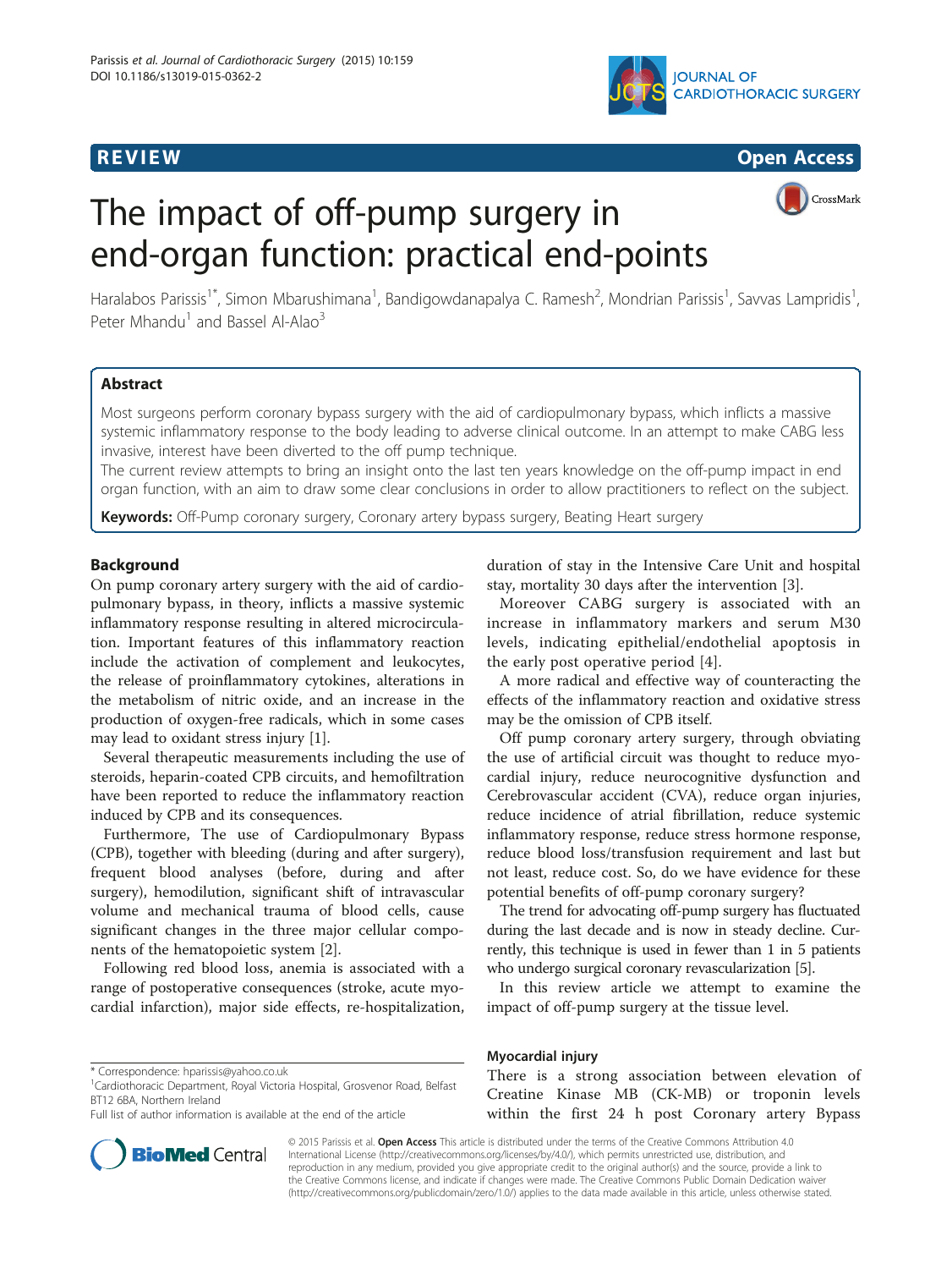**REVIEW** **Open Access**

# The impact of off-pump surgery in end-organ function: practical end-points

Haralabos Parissis[1*], Simon Mbarushimana[1], Bandigowdanapalya C. Ramesh[2], Mondrian Parissis[1], Savvas Lampridis[1], Peter Mhandu[1] and Bassel Al-Alao[3]

## Abstract

Most surgeons perform coronary bypass surgery with the aid of cardiopulmonary bypass, which inflicts a massive systemic inflammatory response to the body leading to adverse clinical outcome. In an attempt to make CABG less invasive, interest have been diverted to the off pump technique.

The current review attempts to bring an insight onto the last ten years knowledge on the off-pump impact in end organ function, with an aim to draw some clear conclusions in order to allow practitioners to reflect on the subject.

**Keywords:** Off-Pump coronary surgery, Coronary artery bypass surgery, Beating Heart surgery

## Background

On pump coronary artery surgery with the aid of cardiopulmonary bypass, in theory, inflicts a massive systemic inflammatory response resulting in altered microcirculation. Important features of this inflammatory reaction include the activation of complement and leukocytes, the release of proinflammatory cytokines, alterations in the metabolism of nitric oxide, and an increase in the production of oxygen-free radicals, which in some cases may lead to oxidant stress injury [1].

Several therapeutic measurements including the use of steroids, heparin-coated CPB circuits, and hemofiltration have been reported to reduce the inflammatory reaction induced by CPB and its consequences.

Furthermore, The use of Cardiopulmonary Bypass (CPB), together with bleeding (during and after surgery), frequent blood analyses (before, during and after surgery), hemodilution, significant shift of intravascular volume and mechanical trauma of blood cells, cause significant changes in the three major cellular components of the hematopoietic system [2].

Following red blood loss, anemia is associated with a range of postoperative consequences (stroke, acute myocardial infarction), major side effects, re-hospitalization, duration of stay in the Intensive Care Unit and hospital stay, mortality 30 days after the intervention [3].

Moreover CABG surgery is associated with an increase in inflammatory markers and serum M30 levels, indicating epithelial/endothelial apoptosis in the early post operative period [4].

A more radical and effective way of counteracting the effects of the inflammatory reaction and oxidative stress may be the omission of CPB itself.

Off pump coronary artery surgery, through obviating the use of artificial circuit was thought to reduce myocardial injury, reduce neurocognitive dysfunction and Cerebrovascular accident (CVA), reduce organ injuries, reduce incidence of atrial fibrillation, reduce systemic inflammatory response, reduce stress hormone response, reduce blood loss/transfusion requirement and last but not least, reduce cost. So, do we have evidence for these potential benefits of off-pump coronary surgery?

The trend for advocating off-pump surgery has fluctuated during the last decade and is now in steady decline. Currently, this technique is used in fewer than 1 in 5 patients who undergo surgical coronary revascularization [5].

In this review article we attempt to examine the impact of off-pump surgery at the tissue level.

## Myocardial injury

There is a strong association between elevation of Creatine Kinase MB (CK-MB) or troponin levels within the first 24 h post Coronary artery Bypass

\* Correspondence: hparissis@yahoo.co.uk
[1]Cardiothoracic Department, Royal Victoria Hospital, Grosvenor Road, Belfast BT12 6BA, Northern Ireland
Full list of author information is available at the end of the article

© 2015 Parissis et al. **Open Access** This article is distributed under the terms of the Creative Commons Attribution 4.0 International License (http://creativecommons.org/licenses/by/4.0/), which permits unrestricted use, distribution, and reproduction in any medium, provided you give appropriate credit to the original author(s) and the source, provide a link to the Creative Commons license, and indicate if changes were made. The Creative Commons Public Domain Dedication waiver (http://creativecommons.org/publicdomain/zero/1.0/) applies to the data made available in this article, unless otherwise stated.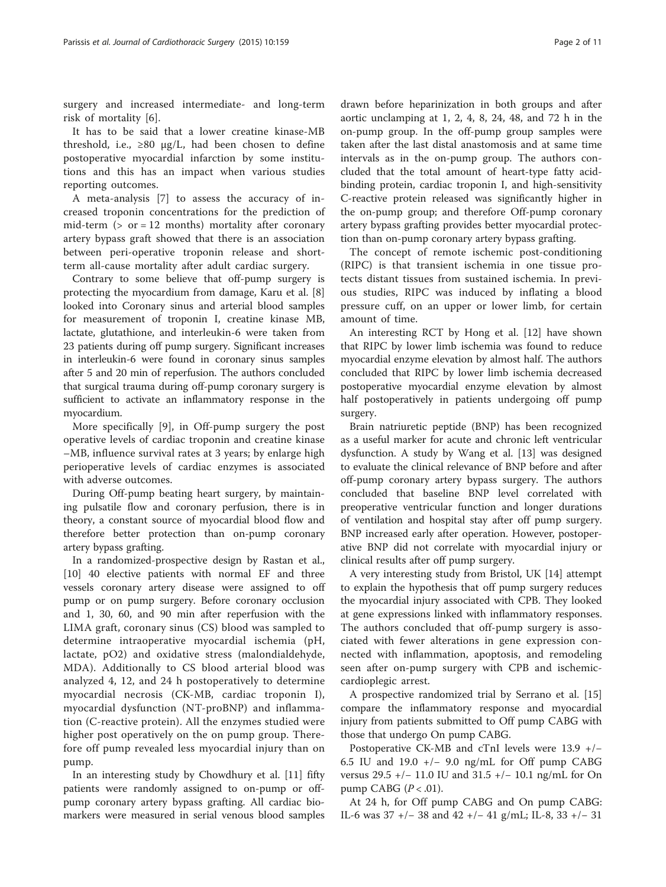surgery and increased intermediate- and long-term risk of mortality [6].

It has to be said that a lower creatine kinase-MB threshold, i.e., ≥80 μg/L, had been chosen to define postoperative myocardial infarction by some institutions and this has an impact when various studies reporting outcomes.

A meta-analysis [7] to assess the accuracy of increased troponin concentrations for the prediction of mid-term (> or = 12 months) mortality after coronary artery bypass graft showed that there is an association between peri-operative troponin release and short-term all-cause mortality after adult cardiac surgery.

Contrary to some believe that off-pump surgery is protecting the myocardium from damage, Karu et al. [8] looked into Coronary sinus and arterial blood samples for measurement of troponin I, creatine kinase MB, lactate, glutathione, and interleukin-6 were taken from 23 patients during off pump surgery. Significant increases in interleukin-6 were found in coronary sinus samples after 5 and 20 min of reperfusion. The authors concluded that surgical trauma during off-pump coronary surgery is sufficient to activate an inflammatory response in the myocardium.

More specifically [9], in Off-pump surgery the post operative levels of cardiac troponin and creatine kinase –MB, influence survival rates at 3 years; by enlarge high perioperative levels of cardiac enzymes is associated with adverse outcomes.

During Off-pump beating heart surgery, by maintaining pulsatile flow and coronary perfusion, there is in theory, a constant source of myocardial blood flow and therefore better protection than on-pump coronary artery bypass grafting.

In a randomized-prospective design by Rastan et al., [10] 40 elective patients with normal EF and three vessels coronary artery disease were assigned to off pump or on pump surgery. Before coronary occlusion and 1, 30, 60, and 90 min after reperfusion with the LIMA graft, coronary sinus (CS) blood was sampled to determine intraoperative myocardial ischemia (pH, lactate, pO2) and oxidative stress (malondialdehyde, MDA). Additionally to CS blood arterial blood was analyzed 4, 12, and 24 h postoperatively to determine myocardial necrosis (CK-MB, cardiac troponin I), myocardial dysfunction (NT-proBNP) and inflammation (C-reactive protein). All the enzymes studied were higher post operatively on the on pump group. Therefore off pump revealed less myocardial injury than on pump.

In an interesting study by Chowdhury et al. [11] fifty patients were randomly assigned to on-pump or off-pump coronary artery bypass grafting. All cardiac biomarkers were measured in serial venous blood samples drawn before heparinization in both groups and after aortic unclamping at 1, 2, 4, 8, 24, 48, and 72 h in the on-pump group. In the off-pump group samples were taken after the last distal anastomosis and at same time intervals as in the on-pump group. The authors concluded that the total amount of heart-type fatty acid-binding protein, cardiac troponin I, and high-sensitivity C-reactive protein released was significantly higher in the on-pump group; and therefore Off-pump coronary artery bypass grafting provides better myocardial protection than on-pump coronary artery bypass grafting.

The concept of remote ischemic post-conditioning (RIPC) is that transient ischemia in one tissue protects distant tissues from sustained ischemia. In previous studies, RIPC was induced by inflating a blood pressure cuff, on an upper or lower limb, for certain amount of time.

An interesting RCT by Hong et al. [12] have shown that RIPC by lower limb ischemia was found to reduce myocardial enzyme elevation by almost half. The authors concluded that RIPC by lower limb ischemia decreased postoperative myocardial enzyme elevation by almost half postoperatively in patients undergoing off pump surgery.

Brain natriuretic peptide (BNP) has been recognized as a useful marker for acute and chronic left ventricular dysfunction. A study by Wang et al. [13] was designed to evaluate the clinical relevance of BNP before and after off-pump coronary artery bypass surgery. The authors concluded that baseline BNP level correlated with preoperative ventricular function and longer durations of ventilation and hospital stay after off pump surgery. BNP increased early after operation. However, postoperative BNP did not correlate with myocardial injury or clinical results after off pump surgery.

A very interesting study from Bristol, UK [14] attempt to explain the hypothesis that off pump surgery reduces the myocardial injury associated with CPB. They looked at gene expressions linked with inflammatory responses. The authors concluded that off-pump surgery is associated with fewer alterations in gene expression connected with inflammation, apoptosis, and remodeling seen after on-pump surgery with CPB and ischemic-cardioplegic arrest.

A prospective randomized trial by Serrano et al. [15] compare the inflammatory response and myocardial injury from patients submitted to Off pump CABG with those that undergo On pump CABG.

Postoperative CK-MB and cTnI levels were 13.9 +/− 6.5 IU and 19.0 +/− 9.0 ng/mL for Off pump CABG versus 29.5 +/− 11.0 IU and 31.5 +/− 10.1 ng/mL for On pump CABG ($P < .01$).

At 24 h, for Off pump CABG and On pump CABG: IL-6 was 37 +/− 38 and 42 +/− 41 g/mL; IL-8, 33 +/− 31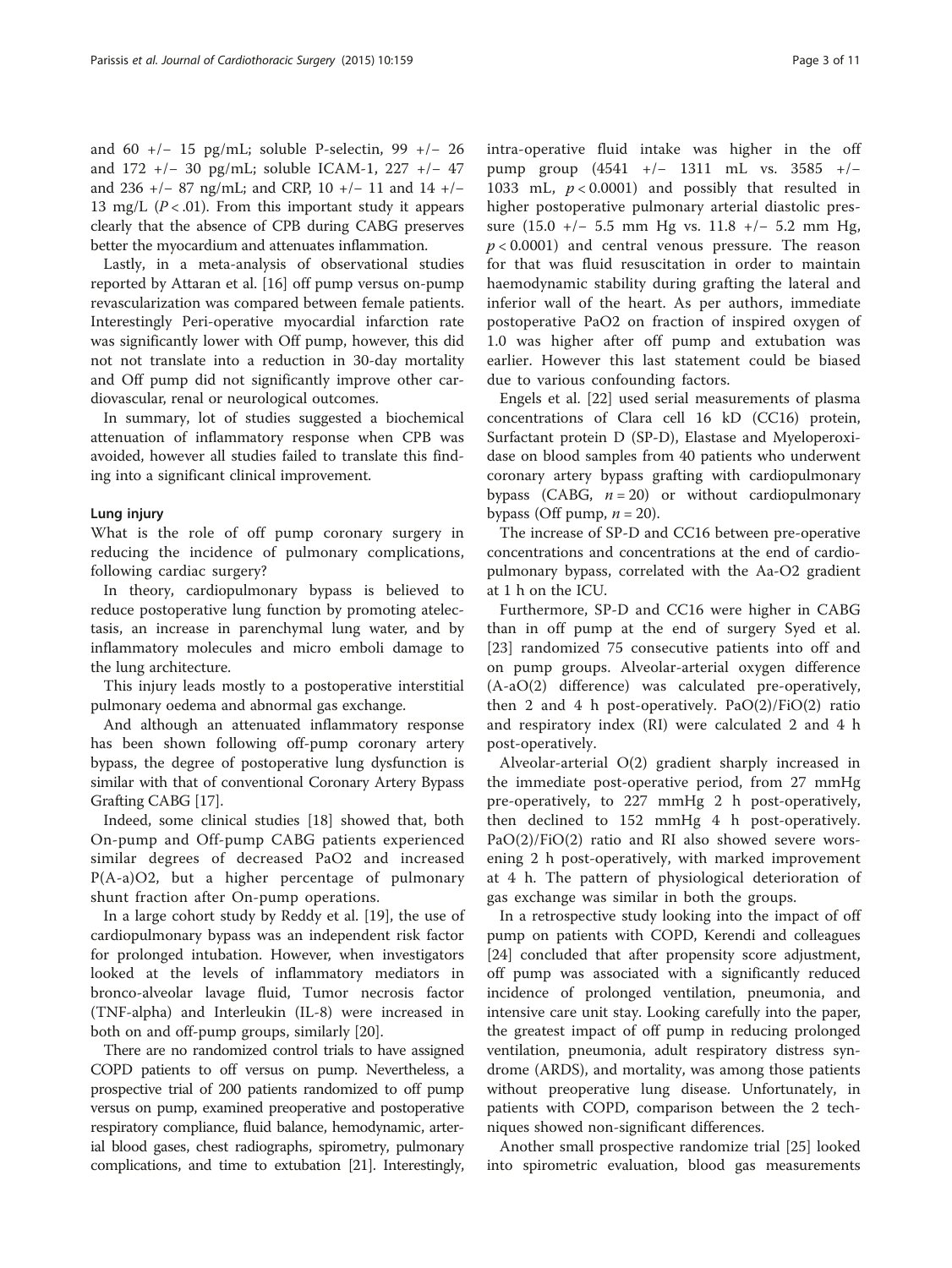and 60 +/− 15 pg/mL; soluble P-selectin, 99 +/− 26 and 172 +/− 30 pg/mL; soluble ICAM-1, 227 +/− 47 and 236 +/− 87 ng/mL; and CRP, 10 +/− 11 and 14 +/− 13 mg/L ($P < .01$). From this important study it appears clearly that the absence of CPB during CABG preserves better the myocardium and attenuates inflammation.

Lastly, in a meta-analysis of observational studies reported by Attaran et al. [16] off pump versus on-pump revascularization was compared between female patients. Interestingly Peri-operative myocardial infarction rate was significantly lower with Off pump, however, this did not translate into a reduction in 30-day mortality and Off pump did not significantly improve other cardiovascular, renal or neurological outcomes.

In summary, lot of studies suggested a biochemical attenuation of inflammatory response when CPB was avoided, however all studies failed to translate this finding into a significant clinical improvement.

### Lung injury

What is the role of off pump coronary surgery in reducing the incidence of pulmonary complications, following cardiac surgery?

In theory, cardiopulmonary bypass is believed to reduce postoperative lung function by promoting atelectasis, an increase in parenchymal lung water, and by inflammatory molecules and micro emboli damage to the lung architecture.

This injury leads mostly to a postoperative interstitial pulmonary oedema and abnormal gas exchange.

And although an attenuated inflammatory response has been shown following off-pump coronary artery bypass, the degree of postoperative lung dysfunction is similar with that of conventional Coronary Artery Bypass Grafting CABG [17].

Indeed, some clinical studies [18] showed that, both On-pump and Off-pump CABG patients experienced similar degrees of decreased PaO2 and increased P(A-a)O2, but a higher percentage of pulmonary shunt fraction after On-pump operations.

In a large cohort study by Reddy et al. [19], the use of cardiopulmonary bypass was an independent risk factor for prolonged intubation. However, when investigators looked at the levels of inflammatory mediators in bronco-alveolar lavage fluid, Tumor necrosis factor (TNF-alpha) and Interleukin (IL-8) were increased in both on and off-pump groups, similarly [20].

There are no randomized control trials to have assigned COPD patients to off versus on pump. Nevertheless, a prospective trial of 200 patients randomized to off pump versus on pump, examined preoperative and postoperative respiratory compliance, fluid balance, hemodynamic, arterial blood gases, chest radiographs, spirometry, pulmonary complications, and time to extubation [21]. Interestingly, intra-operative fluid intake was higher in the off pump group (4541 +/− 1311 mL vs. 3585 +/− 1033 mL, $p < 0.0001$) and possibly that resulted in higher postoperative pulmonary arterial diastolic pressure (15.0 +/− 5.5 mm Hg vs. 11.8 +/− 5.2 mm Hg, $p < 0.0001$) and central venous pressure. The reason for that was fluid resuscitation in order to maintain haemodynamic stability during grafting the lateral and inferior wall of the heart. As per authors, immediate postoperative PaO2 on fraction of inspired oxygen of 1.0 was higher after off pump and extubation was earlier. However this last statement could be biased due to various confounding factors.

Engels et al. [22] used serial measurements of plasma concentrations of Clara cell 16 kD (CC16) protein, Surfactant protein D (SP-D), Elastase and Myeloperoxidase on blood samples from 40 patients who underwent coronary artery bypass grafting with cardiopulmonary bypass (CABG, $n = 20$) or without cardiopulmonary bypass (Off pump, $n = 20$).

The increase of SP-D and CC16 between pre-operative concentrations and concentrations at the end of cardiopulmonary bypass, correlated with the Aa-O2 gradient at 1 h on the ICU.

Furthermore, SP-D and CC16 were higher in CABG than in off pump at the end of surgery Syed et al. [23] randomized 75 consecutive patients into off and on pump groups. Alveolar-arterial oxygen difference (A-aO(2) difference) was calculated pre-operatively, then 2 and 4 h post-operatively. PaO(2)/FiO(2) ratio and respiratory index (RI) were calculated 2 and 4 h post-operatively.

Alveolar-arterial O(2) gradient sharply increased in the immediate post-operative period, from 27 mmHg pre-operatively, to 227 mmHg 2 h post-operatively, then declined to 152 mmHg 4 h post-operatively. PaO(2)/FiO(2) ratio and RI also showed severe worsening 2 h post-operatively, with marked improvement at 4 h. The pattern of physiological deterioration of gas exchange was similar in both the groups.

In a retrospective study looking into the impact of off pump on patients with COPD, Kerendi and colleagues [24] concluded that after propensity score adjustment, off pump was associated with a significantly reduced incidence of prolonged ventilation, pneumonia, and intensive care unit stay. Looking carefully into the paper, the greatest impact of off pump in reducing prolonged ventilation, pneumonia, adult respiratory distress syndrome (ARDS), and mortality, was among those patients without preoperative lung disease. Unfortunately, in patients with COPD, comparison between the 2 techniques showed non-significant differences.

Another small prospective randomize trial [25] looked into spirometric evaluation, blood gas measurements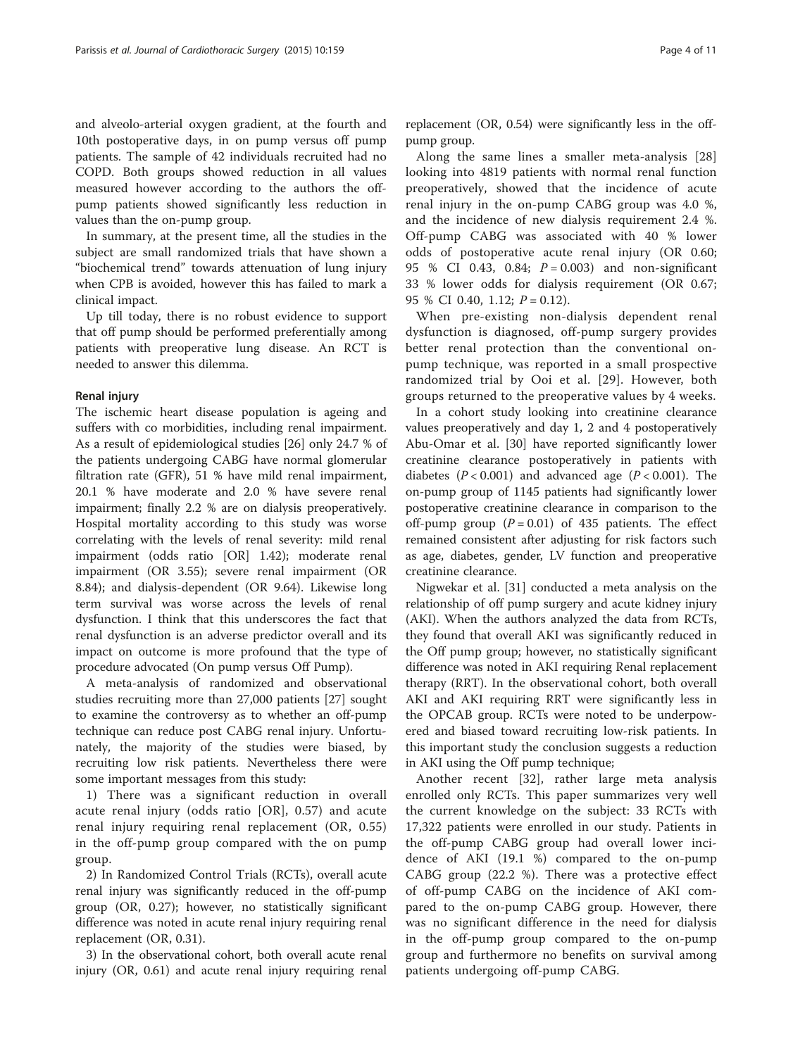and alveolo-arterial oxygen gradient, at the fourth and 10th postoperative days, in on pump versus off pump patients. The sample of 42 individuals recruited had no COPD. Both groups showed reduction in all values measured however according to the authors the off-pump patients showed significantly less reduction in values than the on-pump group.

In summary, at the present time, all the studies in the subject are small randomized trials that have shown a "biochemical trend" towards attenuation of lung injury when CPB is avoided, however this has failed to mark a clinical impact.

Up till today, there is no robust evidence to support that off pump should be performed preferentially among patients with preoperative lung disease. An RCT is needed to answer this dilemma.

#### Renal injury

The ischemic heart disease population is ageing and suffers with co morbidities, including renal impairment. As a result of epidemiological studies [26] only 24.7 % of the patients undergoing CABG have normal glomerular filtration rate (GFR), 51 % have mild renal impairment, 20.1 % have moderate and 2.0 % have severe renal impairment; finally 2.2 % are on dialysis preoperatively. Hospital mortality according to this study was worse correlating with the levels of renal severity: mild renal impairment (odds ratio [OR] 1.42); moderate renal impairment (OR 3.55); severe renal impairment (OR 8.84); and dialysis-dependent (OR 9.64). Likewise long term survival was worse across the levels of renal dysfunction. I think that this underscores the fact that renal dysfunction is an adverse predictor overall and its impact on outcome is more profound that the type of procedure advocated (On pump versus Off Pump).

A meta-analysis of randomized and observational studies recruiting more than 27,000 patients [27] sought to examine the controversy as to whether an off-pump technique can reduce post CABG renal injury. Unfortunately, the majority of the studies were biased, by recruiting low risk patients. Nevertheless there were some important messages from this study:

1) There was a significant reduction in overall acute renal injury (odds ratio [OR], 0.57) and acute renal injury requiring renal replacement (OR, 0.55) in the off-pump group compared with the on pump group.

2) In Randomized Control Trials (RCTs), overall acute renal injury was significantly reduced in the off-pump group (OR, 0.27); however, no statistically significant difference was noted in acute renal injury requiring renal replacement (OR, 0.31).

3) In the observational cohort, both overall acute renal injury (OR, 0.61) and acute renal injury requiring renal replacement (OR, 0.54) were significantly less in the off-pump group.

Along the same lines a smaller meta-analysis [28] looking into 4819 patients with normal renal function preoperatively, showed that the incidence of acute renal injury in the on-pump CABG group was 4.0 %, and the incidence of new dialysis requirement 2.4 %. Off-pump CABG was associated with 40 % lower odds of postoperative acute renal injury (OR 0.60; 95 % CI 0.43, 0.84; $P = 0.003$) and non-significant 33 % lower odds for dialysis requirement (OR 0.67; 95 % CI 0.40, 1.12; $P = 0.12$).

When pre-existing non-dialysis dependent renal dysfunction is diagnosed, off-pump surgery provides better renal protection than the conventional on-pump technique, was reported in a small prospective randomized trial by Ooi et al. [29]. However, both groups returned to the preoperative values by 4 weeks.

In a cohort study looking into creatinine clearance values preoperatively and day 1, 2 and 4 postoperatively Abu-Omar et al. [30] have reported significantly lower creatinine clearance postoperatively in patients with diabetes ($P < 0.001$) and advanced age ($P < 0.001$). The on-pump group of 1145 patients had significantly lower postoperative creatinine clearance in comparison to the off-pump group ($P = 0.01$) of 435 patients. The effect remained consistent after adjusting for risk factors such as age, diabetes, gender, LV function and preoperative creatinine clearance.

Nigwekar et al. [31] conducted a meta analysis on the relationship of off pump surgery and acute kidney injury (AKI). When the authors analyzed the data from RCTs, they found that overall AKI was significantly reduced in the Off pump group; however, no statistically significant difference was noted in AKI requiring Renal replacement therapy (RRT). In the observational cohort, both overall AKI and AKI requiring RRT were significantly less in the OPCAB group. RCTs were noted to be underpowered and biased toward recruiting low-risk patients. In this important study the conclusion suggests a reduction in AKI using the Off pump technique;

Another recent [32], rather large meta analysis enrolled only RCTs. This paper summarizes very well the current knowledge on the subject: 33 RCTs with 17,322 patients were enrolled in our study. Patients in the off-pump CABG group had overall lower incidence of AKI (19.1 %) compared to the on-pump CABG group (22.2 %). There was a protective effect of off-pump CABG on the incidence of AKI compared to the on-pump CABG group. However, there was no significant difference in the need for dialysis in the off-pump group compared to the on-pump group and furthermore no benefits on survival among patients undergoing off-pump CABG.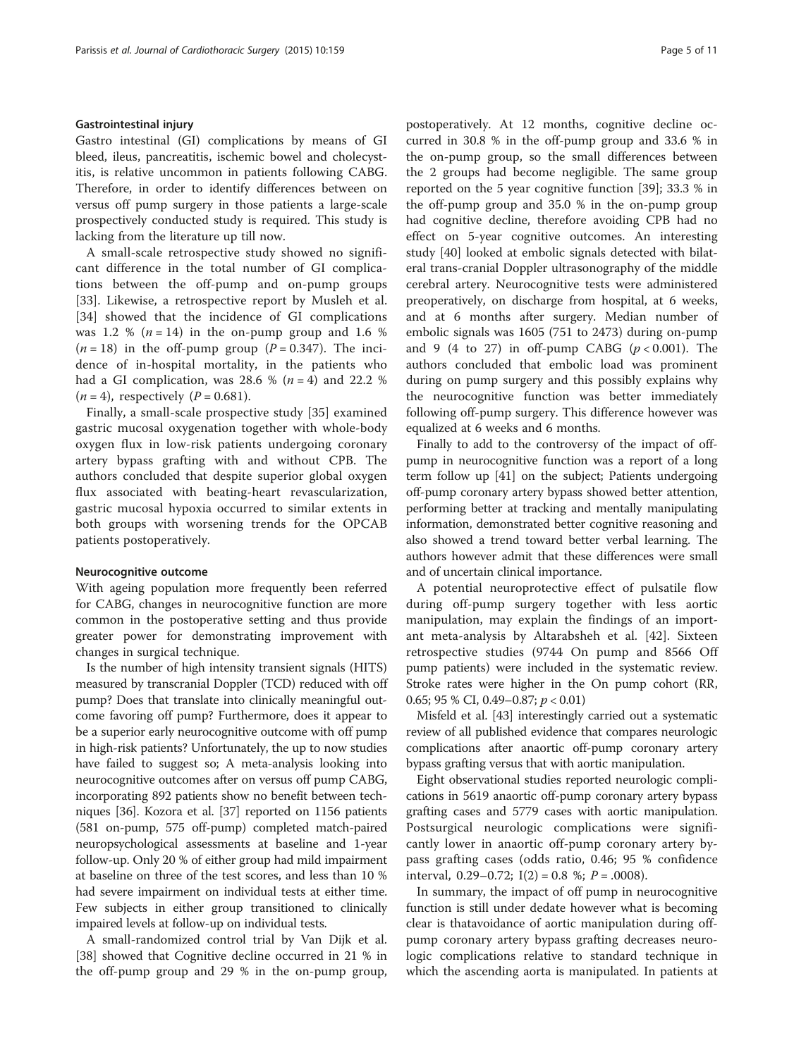### Gastrointestinal injury

Gastro intestinal (GI) complications by means of GI bleed, ileus, pancreatitis, ischemic bowel and cholecystitis, is relative uncommon in patients following CABG. Therefore, in order to identify differences between on versus off pump surgery in those patients a large-scale prospectively conducted study is required. This study is lacking from the literature up till now.

A small-scale retrospective study showed no significant difference in the total number of GI complications between the off-pump and on-pump groups [33]. Likewise, a retrospective report by Musleh et al. [34] showed that the incidence of GI complications was 1.2 % ($n = 14$) in the on-pump group and 1.6 % ($n = 18$) in the off-pump group ($P = 0.347$). The incidence of in-hospital mortality, in the patients who had a GI complication, was 28.6 % ($n = 4$) and 22.2 % ($n = 4$), respectively ($P = 0.681$).

Finally, a small-scale prospective study [35] examined gastric mucosal oxygenation together with whole-body oxygen flux in low-risk patients undergoing coronary artery bypass grafting with and without CPB. The authors concluded that despite superior global oxygen flux associated with beating-heart revascularization, gastric mucosal hypoxia occurred to similar extents in both groups with worsening trends for the OPCAB patients postoperatively.

### Neurocognitive outcome

With ageing population more frequently been referred for CABG, changes in neurocognitive function are more common in the postoperative setting and thus provide greater power for demonstrating improvement with changes in surgical technique.

Is the number of high intensity transient signals (HITS) measured by transcranial Doppler (TCD) reduced with off pump? Does that translate into clinically meaningful outcome favoring off pump? Furthermore, does it appear to be a superior early neurocognitive outcome with off pump in high-risk patients? Unfortunately, the up to now studies have failed to suggest so; A meta-analysis looking into neurocognitive outcomes after on versus off pump CABG, incorporating 892 patients show no benefit between techniques [36]. Kozora et al. [37] reported on 1156 patients (581 on-pump, 575 off-pump) completed match-paired neuropsychological assessments at baseline and 1-year follow-up. Only 20 % of either group had mild impairment at baseline on three of the test scores, and less than 10 % had severe impairment on individual tests at either time. Few subjects in either group transitioned to clinically impaired levels at follow-up on individual tests.

A small-randomized control trial by Van Dijk et al. [38] showed that Cognitive decline occurred in 21 % in the off-pump group and 29 % in the on-pump group, postoperatively. At 12 months, cognitive decline occurred in 30.8 % in the off-pump group and 33.6 % in the on-pump group, so the small differences between the 2 groups had become negligible. The same group reported on the 5 year cognitive function [39]; 33.3 % in the off-pump group and 35.0 % in the on-pump group had cognitive decline, therefore avoiding CPB had no effect on 5-year cognitive outcomes. An interesting study [40] looked at embolic signals detected with bilateral trans-cranial Doppler ultrasonography of the middle cerebral artery. Neurocognitive tests were administered preoperatively, on discharge from hospital, at 6 weeks, and at 6 months after surgery. Median number of embolic signals was 1605 (751 to 2473) during on-pump and 9 (4 to 27) in off-pump CABG ($p < 0.001$). The authors concluded that embolic load was prominent during on pump surgery and this possibly explains why the neurocognitive function was better immediately following off-pump surgery. This difference however was equalized at 6 weeks and 6 months.

Finally to add to the controversy of the impact of off-pump in neurocognitive function was a report of a long term follow up [41] on the subject; Patients undergoing off-pump coronary artery bypass showed better attention, performing better at tracking and mentally manipulating information, demonstrated better cognitive reasoning and also showed a trend toward better verbal learning. The authors however admit that these differences were small and of uncertain clinical importance.

A potential neuroprotective effect of pulsatile flow during off-pump surgery together with less aortic manipulation, may explain the findings of an important meta-analysis by Altarabsheh et al. [42]. Sixteen retrospective studies (9744 On pump and 8566 Off pump patients) were included in the systematic review. Stroke rates were higher in the On pump cohort (RR, 0.65; 95 % CI, 0.49–0.87; $p < 0.01$)

Misfeld et al. [43] interestingly carried out a systematic review of all published evidence that compares neurologic complications after anaortic off-pump coronary artery bypass grafting versus that with aortic manipulation.

Eight observational studies reported neurologic complications in 5619 anaortic off-pump coronary artery bypass grafting cases and 5779 cases with aortic manipulation. Postsurgical neurologic complications were significantly lower in anaortic off-pump coronary artery bypass grafting cases (odds ratio, 0.46; 95 % confidence interval, 0.29–0.72; $I(2) = 0.8$ %; $P = .0008$).

In summary, the impact of off pump in neurocognitive function is still under dedate however what is becoming clear is thatavoidance of aortic manipulation during off-pump coronary artery bypass grafting decreases neurologic complications relative to standard technique in which the ascending aorta is manipulated. In patients at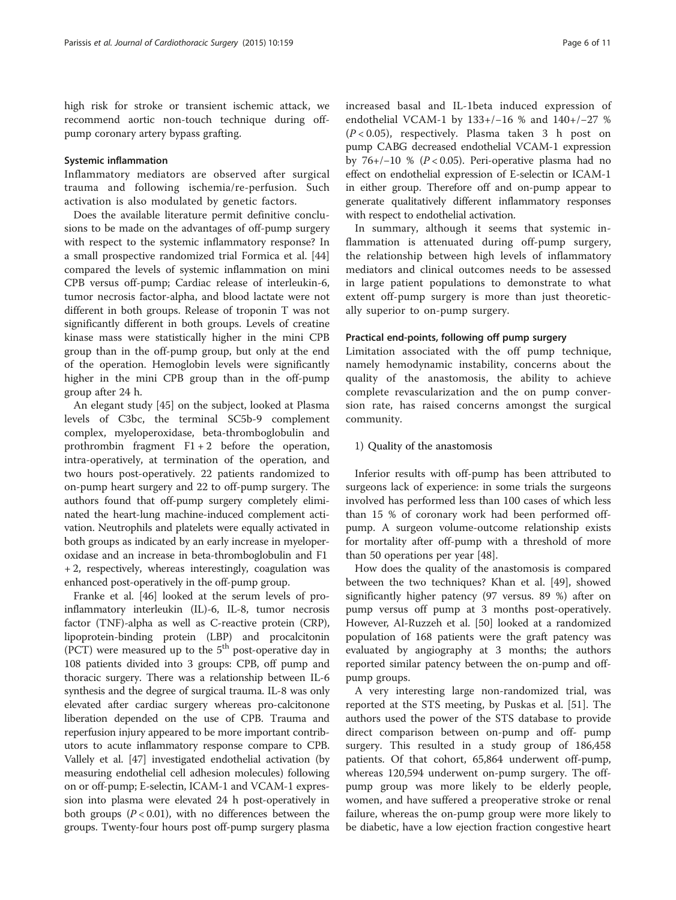high risk for stroke or transient ischemic attack, we recommend aortic non-touch technique during off-pump coronary artery bypass grafting.

### Systemic inflammation

Inflammatory mediators are observed after surgical trauma and following ischemia/re-perfusion. Such activation is also modulated by genetic factors.

Does the available literature permit definitive conclusions to be made on the advantages of off-pump surgery with respect to the systemic inflammatory response? In a small prospective randomized trial Formica et al. [44] compared the levels of systemic inflammation on mini CPB versus off-pump; Cardiac release of interleukin-6, tumor necrosis factor-alpha, and blood lactate were not different in both groups. Release of troponin T was not significantly different in both groups. Levels of creatine kinase mass were statistically higher in the mini CPB group than in the off-pump group, but only at the end of the operation. Hemoglobin levels were significantly higher in the mini CPB group than in the off-pump group after 24 h.

An elegant study [45] on the subject, looked at Plasma levels of C3bc, the terminal SC5b-9 complement complex, myeloperoxidase, beta-thromboglobulin and prothrombin fragment F1 + 2 before the operation, intra-operatively, at termination of the operation, and two hours post-operatively. 22 patients randomized to on-pump heart surgery and 22 to off-pump surgery. The authors found that off-pump surgery completely eliminated the heart-lung machine-induced complement activation. Neutrophils and platelets were equally activated in both groups as indicated by an early increase in myeloperoxidase and an increase in beta-thromboglobulin and F1 + 2, respectively, whereas interestingly, coagulation was enhanced post-operatively in the off-pump group.

Franke et al. [46] looked at the serum levels of pro-inflammatory interleukin (IL)-6, IL-8, tumor necrosis factor (TNF)-alpha as well as C-reactive protein (CRP), lipoprotein-binding protein (LBP) and procalcitonin (PCT) were measured up to the 5th post-operative day in 108 patients divided into 3 groups: CPB, off pump and thoracic surgery. There was a relationship between IL-6 synthesis and the degree of surgical trauma. IL-8 was only elevated after cardiac surgery whereas pro-calcitonone liberation depended on the use of CPB. Trauma and reperfusion injury appeared to be more important contributors to acute inflammatory response compare to CPB. Vallely et al. [47] investigated endothelial activation (by measuring endothelial cell adhesion molecules) following on or off-pump; E-selectin, ICAM-1 and VCAM-1 expression into plasma were elevated 24 h post-operatively in both groups ($P < 0.01$), with no differences between the groups. Twenty-four hours post off-pump surgery plasma increased basal and IL-1beta induced expression of endothelial VCAM-1 by 133+/−16 % and 140+/−27 % ($P < 0.05$), respectively. Plasma taken 3 h post on pump CABG decreased endothelial VCAM-1 expression by 76+/−10 % ($P < 0.05$). Peri-operative plasma had no effect on endothelial expression of E-selectin or ICAM-1 in either group. Therefore off and on-pump appear to generate qualitatively different inflammatory responses with respect to endothelial activation.

In summary, although it seems that systemic inflammation is attenuated during off-pump surgery, the relationship between high levels of inflammatory mediators and clinical outcomes needs to be assessed in large patient populations to demonstrate to what extent off-pump surgery is more than just theoretically superior to on-pump surgery.

### Practical end-points, following off pump surgery

Limitation associated with the off pump technique, namely hemodynamic instability, concerns about the quality of the anastomosis, the ability to achieve complete revascularization and the on pump conversion rate, has raised concerns amongst the surgical community.

1) Quality of the anastomosis

Inferior results with off-pump has been attributed to surgeons lack of experience: in some trials the surgeons involved has performed less than 100 cases of which less than 15 % of coronary work had been performed off-pump. A surgeon volume-outcome relationship exists for mortality after off-pump with a threshold of more than 50 operations per year [48].

How does the quality of the anastomosis is compared between the two techniques? Khan et al. [49], showed significantly higher patency (97 versus. 89 %) after on pump versus off pump at 3 months post-operatively. However, Al-Ruzzeh et al. [50] looked at a randomized population of 168 patients were the graft patency was evaluated by angiography at 3 months; the authors reported similar patency between the on-pump and off-pump groups.

A very interesting large non-randomized trial, was reported at the STS meeting, by Puskas et al. [51]. The authors used the power of the STS database to provide direct comparison between on-pump and off- pump surgery. This resulted in a study group of 186,458 patients. Of that cohort, 65,864 underwent off-pump, whereas 120,594 underwent on-pump surgery. The off-pump group was more likely to be elderly people, women, and have suffered a preoperative stroke or renal failure, whereas the on-pump group were more likely to be diabetic, have a low ejection fraction congestive heart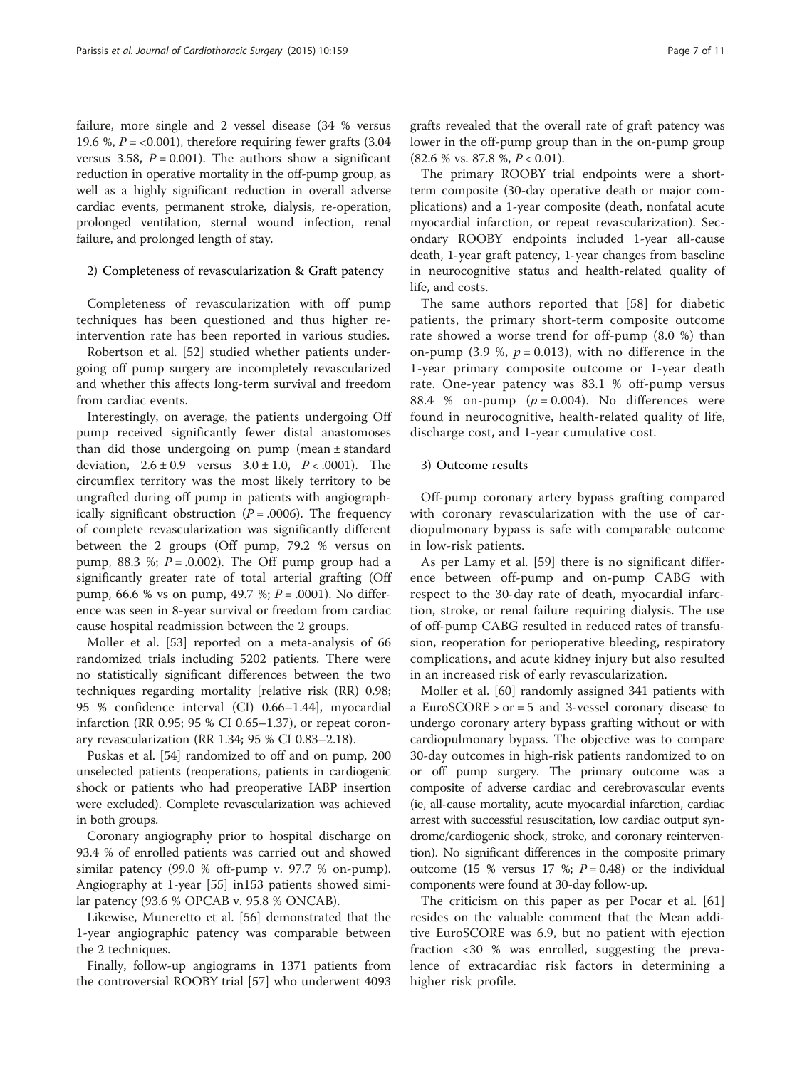failure, more single and 2 vessel disease (34 % versus 19.6 %, $P$ = <0.001), therefore requiring fewer grafts (3.04 versus 3.58, $P = 0.001$). The authors show a significant reduction in operative mortality in the off-pump group, as well as a highly significant reduction in overall adverse cardiac events, permanent stroke, dialysis, re-operation, prolonged ventilation, sternal wound infection, renal failure, and prolonged length of stay.

2) Completeness of revascularization & Graft patency

Completeness of revascularization with off pump techniques has been questioned and thus higher re-intervention rate has been reported in various studies.

Robertson et al. [52] studied whether patients undergoing off pump surgery are incompletely revascularized and whether this affects long-term survival and freedom from cardiac events.

Interestingly, on average, the patients undergoing Off pump received significantly fewer distal anastomoses than did those undergoing on pump (mean ± standard deviation, 2.6 ± 0.9 versus 3.0 ± 1.0, $P < .0001$). The circumflex territory was the most likely territory to be ungrafted during off pump in patients with angiographically significant obstruction ($P = .0006$). The frequency of complete revascularization was significantly different between the 2 groups (Off pump, 79.2 % versus on pump, 88.3 %; $P = .0.002$). The Off pump group had a significantly greater rate of total arterial grafting (Off pump, 66.6 % vs on pump, 49.7 %; $P = .0001$). No difference was seen in 8-year survival or freedom from cardiac cause hospital readmission between the 2 groups.

Moller et al. [53] reported on a meta-analysis of 66 randomized trials including 5202 patients. There were no statistically significant differences between the two techniques regarding mortality [relative risk (RR) 0.98; 95 % confidence interval (CI) 0.66–1.44], myocardial infarction (RR 0.95; 95 % CI 0.65–1.37), or repeat coronary revascularization (RR 1.34; 95 % CI 0.83–2.18).

Puskas et al. [54] randomized to off and on pump, 200 unselected patients (reoperations, patients in cardiogenic shock or patients who had preoperative IABP insertion were excluded). Complete revascularization was achieved in both groups.

Coronary angiography prior to hospital discharge on 93.4 % of enrolled patients was carried out and showed similar patency (99.0 % off-pump v. 97.7 % on-pump). Angiography at 1-year [55] in153 patients showed similar patency (93.6 % OPCAB v. 95.8 % ONCAB).

Likewise, Muneretto et al. [56] demonstrated that the 1-year angiographic patency was comparable between the 2 techniques.

Finally, follow-up angiograms in 1371 patients from the controversial ROOBY trial [57] who underwent 4093 grafts revealed that the overall rate of graft patency was lower in the off-pump group than in the on-pump group (82.6 % vs. 87.8 %, $P < 0.01$).

The primary ROOBY trial endpoints were a short-term composite (30-day operative death or major complications) and a 1-year composite (death, nonfatal acute myocardial infarction, or repeat revascularization). Secondary ROOBY endpoints included 1-year all-cause death, 1-year graft patency, 1-year changes from baseline in neurocognitive status and health-related quality of life, and costs.

The same authors reported that [58] for diabetic patients, the primary short-term composite outcome rate showed a worse trend for off-pump (8.0 %) than on-pump (3.9 %, $p = 0.013$), with no difference in the 1-year primary composite outcome or 1-year death rate. One-year patency was 83.1 % off-pump versus 88.4 % on-pump ($p = 0.004$). No differences were found in neurocognitive, health-related quality of life, discharge cost, and 1-year cumulative cost.

3) Outcome results

Off-pump coronary artery bypass grafting compared with coronary revascularization with the use of cardiopulmonary bypass is safe with comparable outcome in low-risk patients.

As per Lamy et al. [59] there is no significant difference between off-pump and on-pump CABG with respect to the 30-day rate of death, myocardial infarction, stroke, or renal failure requiring dialysis. The use of off-pump CABG resulted in reduced rates of transfusion, reoperation for perioperative bleeding, respiratory complications, and acute kidney injury but also resulted in an increased risk of early revascularization.

Moller et al. [60] randomly assigned 341 patients with a EuroSCORE > or = 5 and 3-vessel coronary disease to undergo coronary artery bypass grafting without or with cardiopulmonary bypass. The objective was to compare 30-day outcomes in high-risk patients randomized to on or off pump surgery. The primary outcome was a composite of adverse cardiac and cerebrovascular events (ie, all-cause mortality, acute myocardial infarction, cardiac arrest with successful resuscitation, low cardiac output syndrome/cardiogenic shock, stroke, and coronary reintervention). No significant differences in the composite primary outcome (15 % versus 17 %; $P = 0.48$) or the individual components were found at 30-day follow-up.

The criticism on this paper as per Pocar et al. [61] resides on the valuable comment that the Mean additive EuroSCORE was 6.9, but no patient with ejection fraction <30 % was enrolled, suggesting the prevalence of extracardiac risk factors in determining a higher risk profile.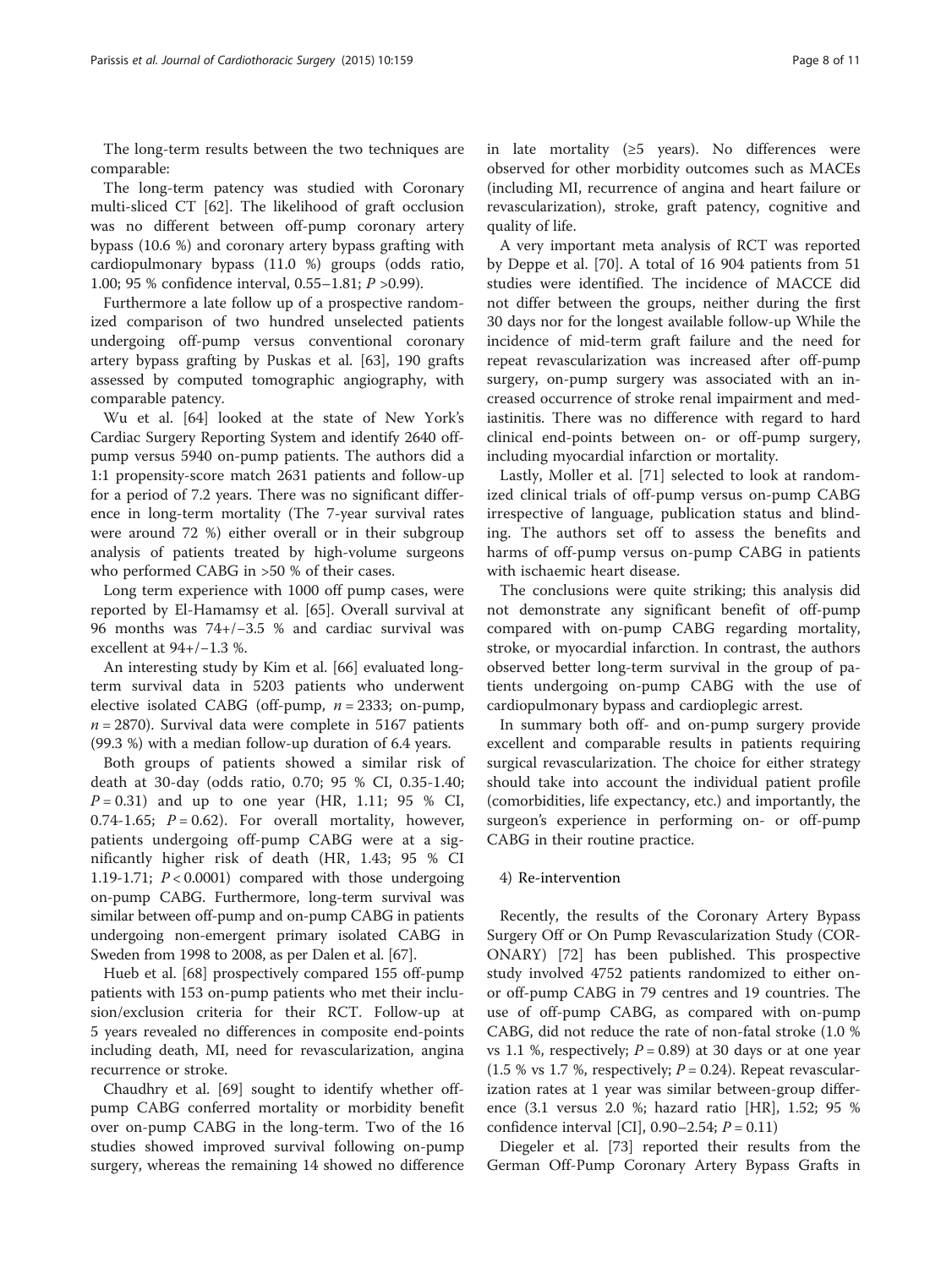The long-term results between the two techniques are comparable:

The long-term patency was studied with Coronary multi-sliced CT [62]. The likelihood of graft occlusion was no different between off-pump coronary artery bypass (10.6 %) and coronary artery bypass grafting with cardiopulmonary bypass (11.0 %) groups (odds ratio, 1.00; 95 % confidence interval, 0.55–1.81; $P$ >0.99).

Furthermore a late follow up of a prospective randomized comparison of two hundred unselected patients undergoing off-pump versus conventional coronary artery bypass grafting by Puskas et al. [63], 190 grafts assessed by computed tomographic angiography, with comparable patency.

Wu et al. [64] looked at the state of New York's Cardiac Surgery Reporting System and identify 2640 off-pump versus 5940 on-pump patients. The authors did a 1:1 propensity-score match 2631 patients and follow-up for a period of 7.2 years. There was no significant difference in long-term mortality (The 7-year survival rates were around 72 %) either overall or in their subgroup analysis of patients treated by high-volume surgeons who performed CABG in >50 % of their cases.

Long term experience with 1000 off pump cases, were reported by El-Hamamsy et al. [65]. Overall survival at 96 months was 74+/−3.5 % and cardiac survival was excellent at 94+/−1.3 %.

An interesting study by Kim et al. [66] evaluated long-term survival data in 5203 patients who underwent elective isolated CABG (off-pump, $n$ = 2333; on-pump, $n$ = 2870). Survival data were complete in 5167 patients (99.3 %) with a median follow-up duration of 6.4 years.

Both groups of patients showed a similar risk of death at 30-day (odds ratio, 0.70; 95 % CI, 0.35-1.40; $P$ = 0.31) and up to one year (HR, 1.11; 95 % CI, 0.74-1.65; $P$ = 0.62). For overall mortality, however, patients undergoing off-pump CABG were at a significantly higher risk of death (HR, 1.43; 95 % CI 1.19-1.71; $P$ < 0.0001) compared with those undergoing on-pump CABG. Furthermore, long-term survival was similar between off-pump and on-pump CABG in patients undergoing non-emergent primary isolated CABG in Sweden from 1998 to 2008, as per Dalen et al. [67].

Hueb et al. [68] prospectively compared 155 off-pump patients with 153 on-pump patients who met their inclusion/exclusion criteria for their RCT. Follow-up at 5 years revealed no differences in composite end-points including death, MI, need for revascularization, angina recurrence or stroke.

Chaudhry et al. [69] sought to identify whether off-pump CABG conferred mortality or morbidity benefit over on-pump CABG in the long-term. Two of the 16 studies showed improved survival following on-pump surgery, whereas the remaining 14 showed no difference in late mortality (≥5 years). No differences were observed for other morbidity outcomes such as MACEs (including MI, recurrence of angina and heart failure or revascularization), stroke, graft patency, cognitive and quality of life.

A very important meta analysis of RCT was reported by Deppe et al. [70]. A total of 16 904 patients from 51 studies were identified. The incidence of MACCE did not differ between the groups, neither during the first 30 days nor for the longest available follow-up While the incidence of mid-term graft failure and the need for repeat revascularization was increased after off-pump surgery, on-pump surgery was associated with an increased occurrence of stroke renal impairment and mediastinitis. There was no difference with regard to hard clinical end-points between on- or off-pump surgery, including myocardial infarction or mortality.

Lastly, Moller et al. [71] selected to look at randomized clinical trials of off-pump versus on-pump CABG irrespective of language, publication status and blinding. The authors set off to assess the benefits and harms of off-pump versus on-pump CABG in patients with ischaemic heart disease.

The conclusions were quite striking; this analysis did not demonstrate any significant benefit of off-pump compared with on-pump CABG regarding mortality, stroke, or myocardial infarction. In contrast, the authors observed better long-term survival in the group of patients undergoing on-pump CABG with the use of cardiopulmonary bypass and cardioplegic arrest.

In summary both off- and on-pump surgery provide excellent and comparable results in patients requiring surgical revascularization. The choice for either strategy should take into account the individual patient profile (comorbidities, life expectancy, etc.) and importantly, the surgeon's experience in performing on- or off-pump CABG in their routine practice.

4) Re-intervention

Recently, the results of the Coronary Artery Bypass Surgery Off or On Pump Revascularization Study (CORONARY) [72] has been published. This prospective study involved 4752 patients randomized to either on- or off-pump CABG in 79 centres and 19 countries. The use of off-pump CABG, as compared with on-pump CABG, did not reduce the rate of non-fatal stroke (1.0 % vs 1.1 %, respectively; $P$ = 0.89) at 30 days or at one year (1.5 % vs 1.7 %, respectively; $P$ = 0.24). Repeat revascularization rates at 1 year was similar between-group difference (3.1 versus 2.0 %; hazard ratio [HR], 1.52; 95 % confidence interval [CI], 0.90–2.54; $P$ = 0.11)

Diegeler et al. [73] reported their results from the German Off-Pump Coronary Artery Bypass Grafts in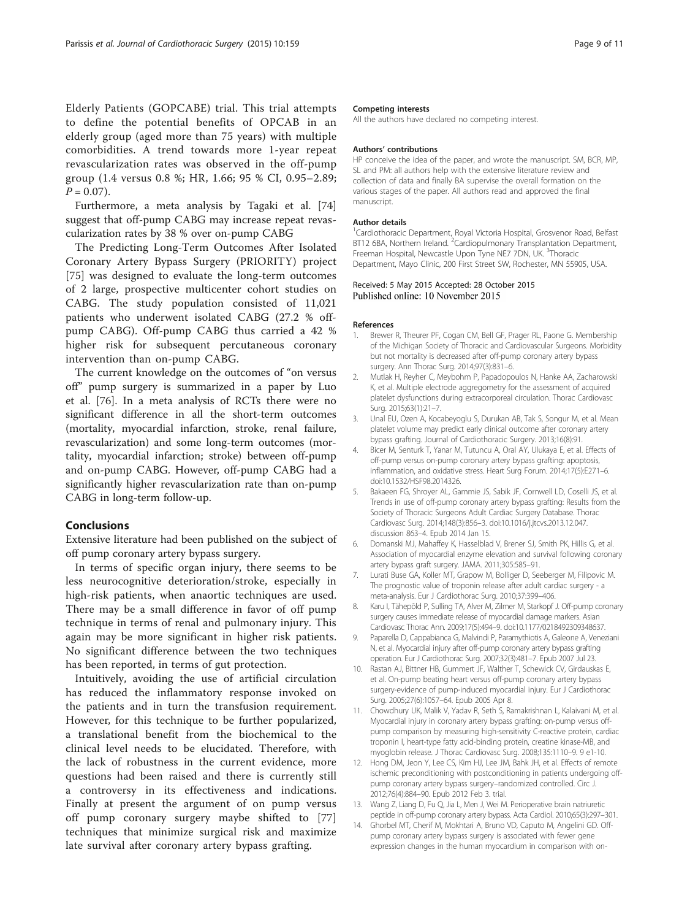Elderly Patients (GOPCABE) trial. This trial attempts to define the potential benefits of OPCAB in an elderly group (aged more than 75 years) with multiple comorbidities. A trend towards more 1-year repeat revascularization rates was observed in the off-pump group (1.4 versus 0.8 %; HR, 1.66; 95 % CI, 0.95–2.89; $P = 0.07$).

Furthermore, a meta analysis by Tagaki et al. [74] suggest that off-pump CABG may increase repeat revascularization rates by 38 % over on-pump CABG

The Predicting Long-Term Outcomes After Isolated Coronary Artery Bypass Surgery (PRIORITY) project [75] was designed to evaluate the long-term outcomes of 2 large, prospective multicenter cohort studies on CABG. The study population consisted of 11,021 patients who underwent isolated CABG (27.2 % off-pump CABG). Off-pump CABG thus carried a 42 % higher risk for subsequent percutaneous coronary intervention than on-pump CABG.

The current knowledge on the outcomes of "on versus off" pump surgery is summarized in a paper by Luo et al. [76]. In a meta analysis of RCTs there were no significant difference in all the short-term outcomes (mortality, myocardial infarction, stroke, renal failure, revascularization) and some long-term outcomes (mortality, myocardial infarction; stroke) between off-pump and on-pump CABG. However, off-pump CABG had a significantly higher revascularization rate than on-pump CABG in long-term follow-up.

## Conclusions

Extensive literature had been published on the subject of off pump coronary artery bypass surgery.

In terms of specific organ injury, there seems to be less neurocognitive deterioration/stroke, especially in high-risk patients, when anaortic techniques are used. There may be a small difference in favor of off pump technique in terms of renal and pulmonary injury. This again may be more significant in higher risk patients. No significant difference between the two techniques has been reported, in terms of gut protection.

Intuitively, avoiding the use of artificial circulation has reduced the inflammatory response invoked on the patients and in turn the transfusion requirement. However, for this technique to be further popularized, a translational benefit from the biochemical to the clinical level needs to be elucidated. Therefore, with the lack of robustness in the current evidence, more questions had been raised and there is currently still a controversy in its effectiveness and indications. Finally at present the argument of on pump versus off pump coronary surgery maybe shifted to [77] techniques that minimize surgical risk and maximize late survival after coronary artery bypass grafting.

#### Competing interests

All the authors have declared no competing interest.

#### Authors' contributions

HP conceive the idea of the paper, and wrote the manuscript. SM, BCR, MP, SL and PM: all authors help with the extensive literature review and collection of data and finally BA supervise the overall formation on the various stages of the paper. All authors read and approved the final manuscript.

#### Author details

[1]Cardiothoracic Department, Royal Victoria Hospital, Grosvenor Road, Belfast BT12 6BA, Northern Ireland. [2]Cardiopulmonary Transplantation Department, Freeman Hospital, Newcastle Upon Tyne NE7 7DN, UK. [3]Thoracic Department, Mayo Clinic, 200 First Street SW, Rochester, MN 55905, USA.

Received: 5 May 2015 Accepted: 28 October 2015
Published online: 10 November 2015

#### References

1. Brewer R, Theurer PF, Cogan CM, Bell GF, Prager RL, Paone G. Membership of the Michigan Society of Thoracic and Cardiovascular Surgeons. Morbidity but not mortality is decreased after off-pump coronary artery bypass surgery. Ann Thorac Surg. 2014;97(3):831–6.
2. Mutlak H, Reyher C, Meybohm P, Papadopoulos N, Hanke AA, Zacharowski K, et al. Multiple electrode aggregometry for the assessment of acquired platelet dysfunctions during extracorporeal circulation. Thorac Cardiovasc Surg. 2015;63(1):21–7.
3. Unal EU, Ozen A, Kocabeyoglu S, Durukan AB, Tak S, Songur M, et al. Mean platelet volume may predict early clinical outcome after coronary artery bypass grafting. Journal of Cardiothoracic Surgery. 2013;16(8):91.
4. Bicer M, Senturk T, Yanar M, Tutuncu A, Oral AY, Ulukaya E, et al. Effects of off-pump versus on-pump coronary artery bypass grafting: apoptosis, inflammation, and oxidative stress. Heart Surg Forum. 2014;17(5):E271–6. doi:10.1532/HSF98.2014326.
5. Bakaeen FG, Shroyer AL, Gammie JS, Sabik JF, Cornwell LD, Coselli JS, et al. Trends in use of off-pump coronary artery bypass grafting: Results from the Society of Thoracic Surgeons Adult Cardiac Surgery Database. Thorac Cardiovasc Surg. 2014;148(3):856–3. doi:10.1016/j.jtcvs.2013.12.047. discussion 863–4. Epub 2014 Jan 15.
6. Domanski MJ, Mahaffey K, Hasselblad V, Brener SJ, Smith PK, Hillis G, et al. Association of myocardial enzyme elevation and survival following coronary artery bypass graft surgery. JAMA. 2011;305:585–91.
7. Lurati Buse GA, Koller MT, Grapow M, Bolliger D, Seeberger M, Filipovic M. The prognostic value of troponin release after adult cardiac surgery - a meta-analysis. Eur J Cardiothorac Surg. 2010;37:399–406.
8. Karu I, Tähepõld P, Sulling TA, Alver M, Zilmer M, Starkopf J. Off-pump coronary surgery causes immediate release of myocardial damage markers. Asian Cardiovasc Thorac Ann. 2009;17(5):494–9. doi:10.1177/0218492309348637.
9. Paparella D, Cappabianca G, Malvindi P, Paramythiotis A, Galeone A, Veneziani N, et al. Myocardial injury after off-pump coronary artery bypass grafting operation. Eur J Cardiothorac Surg. 2007;32(3):481–7. Epub 2007 Jul 23.
10. Rastan AJ, Bittner HB, Gummert JF, Walther T, Schewick CV, Girdauskas E, et al. On-pump beating heart versus off-pump coronary artery bypass surgery-evidence of pump-induced myocardial injury. Eur J Cardiothorac Surg. 2005;27(6):1057–64. Epub 2005 Apr 8.
11. Chowdhury UK, Malik V, Yadav R, Seth S, Ramakrishnan L, Kalaivani M, et al. Myocardial injury in coronary artery bypass grafting: on-pump versus off-pump comparison by measuring high-sensitivity C-reactive protein, cardiac troponin I, heart-type fatty acid-binding protein, creatine kinase-MB, and myoglobin release. J Thorac Cardiovasc Surg. 2008;135:1110–9. 9 e1-10.
12. Hong DM, Jeon Y, Lee CS, Kim HJ, Lee JM, Bahk JH, et al. Effects of remote ischemic preconditioning with postconditioning in patients undergoing off-pump coronary artery bypass surgery–randomized controlled. Circ J. 2012;76(4):884–90. Epub 2012 Feb 3. trial.
13. Wang Z, Liang D, Fu Q, Jia L, Men J, Wei M. Perioperative brain natriuretic peptide in off-pump coronary artery bypass. Acta Cardiol. 2010;65(3):297–301.
14. Ghorbel MT, Cherif M, Mokhtari A, Bruno VD, Caputo M, Angelini GD. Off-pump coronary artery bypass surgery is associated with fewer gene expression changes in the human myocardium in comparison with on-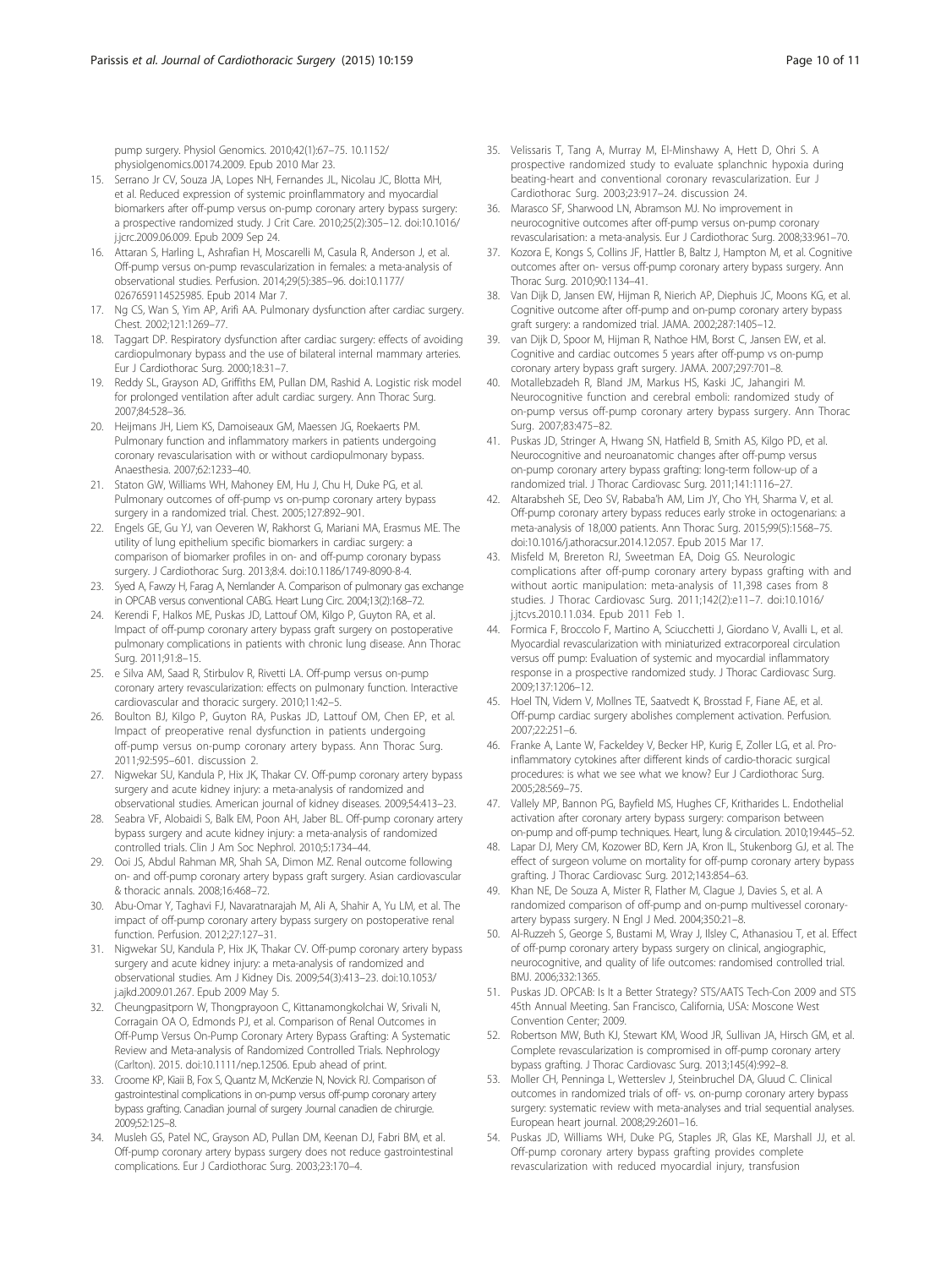pump surgery. Physiol Genomics. 2010;42(1):67–75. 10.1152/physiolgenomics.00174.2009. Epub 2010 Mar 23.

15. Serrano Jr CV, Souza JA, Lopes NH, Fernandes JL, Nicolau JC, Blotta MH, et al. Reduced expression of systemic proinflammatory and myocardial biomarkers after off-pump versus on-pump coronary artery bypass surgery: a prospective randomized study. J Crit Care. 2010;25(2):305–12. doi:10.1016/j.jcrc.2009.06.009. Epub 2009 Sep 24.
16. Attaran S, Harling L, Ashrafian H, Moscarelli M, Casula R, Anderson J, et al. Off-pump versus on-pump revascularization in females: a meta-analysis of observational studies. Perfusion. 2014;29(5):385–96. doi:10.1177/0267659114525985. Epub 2014 Mar 7.
17. Ng CS, Wan S, Yim AP, Arifi AA. Pulmonary dysfunction after cardiac surgery. Chest. 2002;121:1269–77.
18. Taggart DP. Respiratory dysfunction after cardiac surgery: effects of avoiding cardiopulmonary bypass and the use of bilateral internal mammary arteries. Eur J Cardiothorac Surg. 2000;18:31–7.
19. Reddy SL, Grayson AD, Griffiths EM, Pullan DM, Rashid A. Logistic risk model for prolonged ventilation after adult cardiac surgery. Ann Thorac Surg. 2007;84:528–36.
20. Heijmans JH, Liem KS, Damoiseaux GM, Maessen JG, Roekaerts PM. Pulmonary function and inflammatory markers in patients undergoing coronary revascularisation with or without cardiopulmonary bypass. Anaesthesia. 2007;62:1233–40.
21. Staton GW, Williams WH, Mahoney EM, Hu J, Chu H, Duke PG, et al. Pulmonary outcomes of off-pump vs on-pump coronary artery bypass surgery in a randomized trial. Chest. 2005;127:892–901.
22. Engels GE, Gu YJ, van Oeveren W, Rakhorst G, Mariani MA, Erasmus ME. The utility of lung epithelium specific biomarkers in cardiac surgery: a comparison of biomarker profiles in on- and off-pump coronary bypass surgery. J Cardiothorac Surg. 2013;8:4. doi:10.1186/1749-8090-8-4.
23. Syed A, Fawzy H, Farag A, Nemlander A. Comparison of pulmonary gas exchange in OPCAB versus conventional CABG. Heart Lung Circ. 2004;13(2):168–72.
24. Kerendi F, Halkos ME, Puskas JD, Lattouf OM, Kilgo P, Guyton RA, et al. Impact of off-pump coronary artery bypass graft surgery on postoperative pulmonary complications in patients with chronic lung disease. Ann Thorac Surg. 2011;91:8–15.
25. e Silva AM, Saad R, Stirbulov R, Rivetti LA. Off-pump versus on-pump coronary artery revascularization: effects on pulmonary function. Interactive cardiovascular and thoracic surgery. 2010;11:42–5.
26. Boulton BJ, Kilgo P, Guyton RA, Puskas JD, Lattouf OM, Chen EP, et al. Impact of preoperative renal dysfunction in patients undergoing off-pump versus on-pump coronary artery bypass. Ann Thorac Surg. 2011;92:595–601. discussion 2.
27. Nigwekar SU, Kandula P, Hix JK, Thakar CV. Off-pump coronary artery bypass surgery and acute kidney injury: a meta-analysis of randomized and observational studies. American journal of kidney diseases. 2009;54:413–23.
28. Seabra VF, Alobaidi S, Balk EM, Poon AH, Jaber BL. Off-pump coronary artery bypass surgery and acute kidney injury: a meta-analysis of randomized controlled trials. Clin J Am Soc Nephrol. 2010;5:1734–44.
29. Ooi JS, Abdul Rahman MR, Shah SA, Dimon MZ. Renal outcome following on- and off-pump coronary artery bypass graft surgery. Asian cardiovascular & thoracic annals. 2008;16:468–72.
30. Abu-Omar Y, Taghavi FJ, Navaratnarajah M, Ali A, Shahir A, Yu LM, et al. The impact of off-pump coronary artery bypass surgery on postoperative renal function. Perfusion. 2012;27:127–31.
31. Nigwekar SU, Kandula P, Hix JK, Thakar CV. Off-pump coronary artery bypass surgery and acute kidney injury: a meta-analysis of randomized and observational studies. Am J Kidney Dis. 2009;54(3):413–23. doi:10.1053/j.ajkd.2009.01.267. Epub 2009 May 5.
32. Cheungpasitporn W, Thongprayoon C, Kittanamongkolchai W, Srivali N, Corragain OA O, Edmonds PJ, et al. Comparison of Renal Outcomes in Off-Pump Versus On-Pump Coronary Artery Bypass Grafting: A Systematic Review and Meta-analysis of Randomized Controlled Trials. Nephrology (Carlton). 2015. doi:10.1111/nep.12506. Epub ahead of print.
33. Croome KP, Kiaii B, Fox S, Quantz M, McKenzie N, Novick RJ. Comparison of gastrointestinal complications in on-pump versus off-pump coronary artery bypass grafting. Canadian journal of surgery Journal canadien de chirurgie. 2009;52:125–8.
34. Musleh GS, Patel NC, Grayson AD, Pullan DM, Keenan DJ, Fabri BM, et al. Off-pump coronary artery bypass surgery does not reduce gastrointestinal complications. Eur J Cardiothorac Surg. 2003;23:170–4.
35. Velissaris T, Tang A, Murray M, El-Minshawy A, Hett D, Ohri S. A prospective randomized study to evaluate splanchnic hypoxia during beating-heart and conventional coronary revascularization. Eur J Cardiothorac Surg. 2003;23:917–24. discussion 24.
36. Marasco SF, Sharwood LN, Abramson MJ. No improvement in neurocognitive outcomes after off-pump versus on-pump coronary revascularisation: a meta-analysis. Eur J Cardiothorac Surg. 2008;33:961–70.
37. Kozora E, Kongs S, Collins JF, Hattler B, Baltz J, Hampton M, et al. Cognitive outcomes after on- versus off-pump coronary artery bypass surgery. Ann Thorac Surg. 2010;90:1134–41.
38. Van Dijk D, Jansen EW, Hijman R, Nierich AP, Diephuis JC, Moons KG, et al. Cognitive outcome after off-pump and on-pump coronary artery bypass graft surgery: a randomized trial. JAMA. 2002;287:1405–12.
39. van Dijk D, Spoor M, Hijman R, Nathoe HM, Borst C, Jansen EW, et al. Cognitive and cardiac outcomes 5 years after off-pump vs on-pump coronary artery bypass graft surgery. JAMA. 2007;297:701–8.
40. Motallebzadeh R, Bland JM, Markus HS, Kaski JC, Jahangiri M. Neurocognitive function and cerebral emboli: randomized study of on-pump versus off-pump coronary artery bypass surgery. Ann Thorac Surg. 2007;83:475–82.
41. Puskas JD, Stringer A, Hwang SN, Hatfield B, Smith AS, Kilgo PD, et al. Neurocognitive and neuroanatomic changes after off-pump versus on-pump coronary artery bypass grafting: long-term follow-up of a randomized trial. J Thorac Cardiovasc Surg. 2011;141:1116–27.
42. Altarabsheh SE, Deo SV, Rababa'h AM, Lim JY, Cho YH, Sharma V, et al. Off-pump coronary artery bypass reduces early stroke in octogenarians: a meta-analysis of 18,000 patients. Ann Thorac Surg. 2015;99(5):1568–75. doi:10.1016/j.athoracsur.2014.12.057. Epub 2015 Mar 17.
43. Misfeld M, Brereton RJ, Sweetman EA, Doig GS. Neurologic complications after off-pump coronary artery bypass grafting with and without aortic manipulation: meta-analysis of 11,398 cases from 8 studies. J Thorac Cardiovasc Surg. 2011;142(2):e11–7. doi:10.1016/j.jtcvs.2010.11.034. Epub 2011 Feb 1.
44. Formica F, Broccolo F, Martino A, Sciucchetti J, Giordano V, Avalli L, et al. Myocardial revascularization with miniaturized extracorporeal circulation versus off pump: Evaluation of systemic and myocardial inflammatory response in a prospective randomized study. J Thorac Cardiovasc Surg. 2009;137:1206–12.
45. Hoel TN, Videm V, Mollnes TE, Saatvedt K, Brosstad F, Fiane AE, et al. Off-pump cardiac surgery abolishes complement activation. Perfusion. 2007;22:251–6.
46. Franke A, Lante W, Fackeldey V, Becker HP, Kurig E, Zoller LG, et al. Pro-inflammatory cytokines after different kinds of cardio-thoracic surgical procedures: is what we see what we know? Eur J Cardiothorac Surg. 2005;28:569–75.
47. Vallely MP, Bannon PG, Bayfield MS, Hughes CF, Kritharides L. Endothelial activation after coronary artery bypass surgery: comparison between on-pump and off-pump techniques. Heart, lung & circulation. 2010;19:445–52.
48. Lapar DJ, Mery CM, Kozower BD, Kern JA, Kron IL, Stukenborg GJ, et al. The effect of surgeon volume on mortality for off-pump coronary artery bypass grafting. J Thorac Cardiovasc Surg. 2012;143:854–63.
49. Khan NE, De Souza A, Mister R, Flather M, Clague J, Davies S, et al. A randomized comparison of off-pump and on-pump multivessel coronary-artery bypass surgery. N Engl J Med. 2004;350:21–8.
50. Al-Ruzzeh S, George S, Bustami M, Wray J, Ilsley C, Athanasiou T, et al. Effect of off-pump coronary artery bypass surgery on clinical, angiographic, neurocognitive, and quality of life outcomes: randomised controlled trial. BMJ. 2006;332:1365.
51. Puskas JD. OPCAB: Is It a Better Strategy? STS/AATS Tech-Con 2009 and STS 45th Annual Meeting. San Francisco, California, USA: Moscone West Convention Center; 2009.
52. Robertson MW, Buth KJ, Stewart KM, Wood JR, Sullivan JA, Hirsch GM, et al. Complete revascularization is compromised in off-pump coronary artery bypass grafting. J Thorac Cardiovasc Surg. 2013;145(4):992–8.
53. Moller CH, Penninga L, Wetterslev J, Steinbruchel DA, Gluud C. Clinical outcomes in randomized trials of off- vs. on-pump coronary artery bypass surgery: systematic review with meta-analyses and trial sequential analyses. European heart journal. 2008;29:2601–16.
54. Puskas JD, Williams WH, Duke PG, Staples JR, Glas KE, Marshall JJ, et al. Off-pump coronary artery bypass grafting provides complete revascularization with reduced myocardial injury, transfusion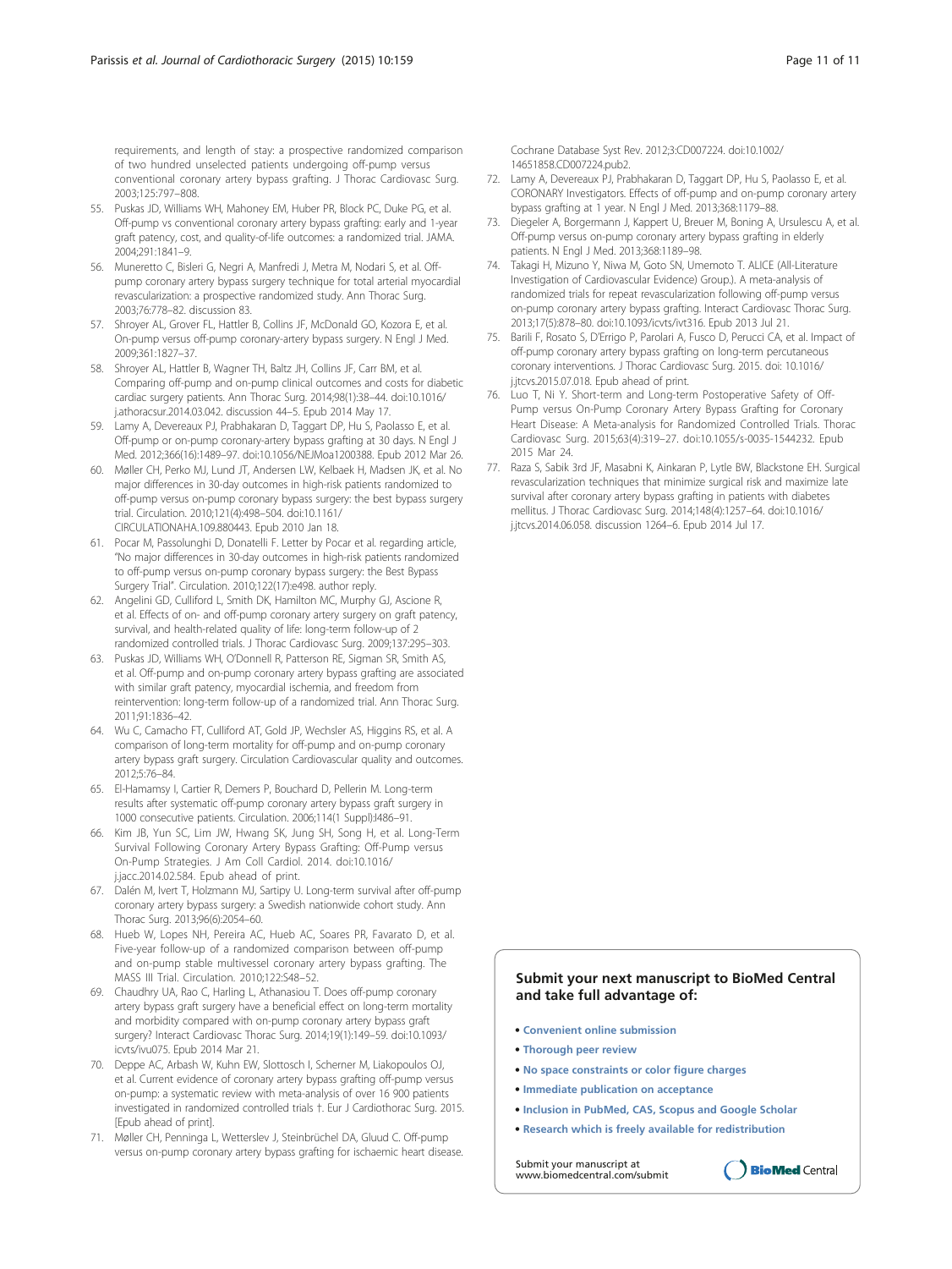requirements, and length of stay: a prospective randomized comparison of two hundred unselected patients undergoing off-pump versus conventional coronary artery bypass grafting. J Thorac Cardiovasc Surg. 2003;125:797–808.

55. Puskas JD, Williams WH, Mahoney EM, Huber PR, Block PC, Duke PG, et al. Off-pump vs conventional coronary artery bypass grafting: early and 1-year graft patency, cost, and quality-of-life outcomes: a randomized trial. JAMA. 2004;291:1841–9.
56. Muneretto C, Bisleri G, Negri A, Manfredi J, Metra M, Nodari S, et al. Off-pump coronary artery bypass surgery technique for total arterial myocardial revascularization: a prospective randomized study. Ann Thorac Surg. 2003;76:778–82. discussion 83.
57. Shroyer AL, Grover FL, Hattler B, Collins JF, McDonald GO, Kozora E, et al. On-pump versus off-pump coronary-artery bypass surgery. N Engl J Med. 2009;361:1827–37.
58. Shroyer AL, Hattler B, Wagner TH, Baltz JH, Collins JF, Carr BM, et al. Comparing off-pump and on-pump clinical outcomes and costs for diabetic cardiac surgery patients. Ann Thorac Surg. 2014;98(1):38–44. doi:10.1016/j.athoracsur.2014.03.042. discussion 44–5. Epub 2014 May 17.
59. Lamy A, Devereaux PJ, Prabhakaran D, Taggart DP, Hu S, Paolasso E, et al. Off-pump or on-pump coronary-artery bypass grafting at 30 days. N Engl J Med. 2012;366(16):1489–97. doi:10.1056/NEJMoa1200388. Epub 2012 Mar 26.
60. Møller CH, Perko MJ, Lund JT, Andersen LW, Kelbaek H, Madsen JK, et al. No major differences in 30-day outcomes in high-risk patients randomized to off-pump versus on-pump coronary bypass surgery: the best bypass surgery trial. Circulation. 2010;121(4):498–504. doi:10.1161/CIRCULATIONAHA.109.880443. Epub 2010 Jan 18.
61. Pocar M, Passolunghi D, Donatelli F. Letter by Pocar et al. regarding article, "No major differences in 30-day outcomes in high-risk patients randomized to off-pump versus on-pump coronary bypass surgery: the Best Bypass Surgery Trial". Circulation. 2010;122(17):e498. author reply.
62. Angelini GD, Culliford L, Smith DK, Hamilton MC, Murphy GJ, Ascione R, et al. Effects of on- and off-pump coronary artery surgery on graft patency, survival, and health-related quality of life: long-term follow-up of 2 randomized controlled trials. J Thorac Cardiovasc Surg. 2009;137:295–303.
63. Puskas JD, Williams WH, O'Donnell R, Patterson RE, Sigman SR, Smith AS, et al. Off-pump and on-pump coronary artery bypass grafting are associated with similar graft patency, myocardial ischemia, and freedom from reintervention: long-term follow-up of a randomized trial. Ann Thorac Surg. 2011;91:1836–42.
64. Wu C, Camacho FT, Culliford AT, Gold JP, Wechsler AS, Higgins RS, et al. A comparison of long-term mortality for off-pump and on-pump coronary artery bypass graft surgery. Circulation Cardiovascular quality and outcomes. 2012;5:76–84.
65. El-Hamamsy I, Cartier R, Demers P, Bouchard D, Pellerin M. Long-term results after systematic off-pump coronary artery bypass graft surgery in 1000 consecutive patients. Circulation. 2006;114(1 Suppl):I486–91.
66. Kim JB, Yun SC, Lim JW, Hwang SK, Jung SH, Song H, et al. Long-Term Survival Following Coronary Artery Bypass Grafting: Off-Pump versus On-Pump Strategies. J Am Coll Cardiol. 2014. doi:10.1016/j.jacc.2014.02.584. Epub ahead of print.
67. Dalén M, Ivert T, Holzmann MJ, Sartipy U. Long-term survival after off-pump coronary artery bypass surgery: a Swedish nationwide cohort study. Ann Thorac Surg. 2013;96(6):2054–60.
68. Hueb W, Lopes NH, Pereira AC, Hueb AC, Soares PR, Favarato D, et al. Five-year follow-up of a randomized comparison between off-pump and on-pump stable multivessel coronary artery bypass grafting. The MASS III Trial. Circulation. 2010;122:S48–52.
69. Chaudhry UA, Rao C, Harling L, Athanasiou T. Does off-pump coronary artery bypass graft surgery have a beneficial effect on long-term mortality and morbidity compared with on-pump coronary artery bypass graft surgery? Interact Cardiovasc Thorac Surg. 2014;19(1):149–59. doi:10.1093/icvts/ivu075. Epub 2014 Mar 21.
70. Deppe AC, Arbash W, Kuhn EW, Slottosch I, Scherner M, Liakopoulos OJ, et al. Current evidence of coronary artery bypass grafting off-pump versus on-pump: a systematic review with meta-analysis of over 16 900 patients investigated in randomized controlled trials †. Eur J Cardiothorac Surg. 2015. [Epub ahead of print].
71. Møller CH, Penninga L, Wetterslev J, Steinbrüchel DA, Gluud C. Off-pump versus on-pump coronary artery bypass grafting for ischaemic heart disease. Cochrane Database Syst Rev. 2012;3:CD007224. doi:10.1002/14651858.CD007224.pub2.
72. Lamy A, Devereaux PJ, Prabhakaran D, Taggart DP, Hu S, Paolasso E, et al. CORONARY Investigators. Effects of off-pump and on-pump coronary artery bypass grafting at 1 year. N Engl J Med. 2013;368:1179–88.
73. Diegeler A, Borgermann J, Kappert U, Breuer M, Boning A, Ursulescu A, et al. Off-pump versus on-pump coronary artery bypass grafting in elderly patients. N Engl J Med. 2013;368:1189–98.
74. Takagi H, Mizuno Y, Niwa M, Goto SN, Umemoto T. ALICE (All-Literature Investigation of Cardiovascular Evidence) Group.). A meta-analysis of randomized trials for repeat revascularization following off-pump versus on-pump coronary artery bypass grafting. Interact Cardiovasc Thorac Surg. 2013;17(5):878–80. doi:10.1093/icvts/ivt316. Epub 2013 Jul 21.
75. Barili F, Rosato S, D'Errigo P, Parolari A, Fusco D, Perucci CA, et al. Impact of off-pump coronary artery bypass grafting on long-term percutaneous coronary interventions. J Thorac Cardiovasc Surg. 2015. doi: 10.1016/j.jtcvs.2015.07.018. Epub ahead of print.
76. Luo T, Ni Y. Short-term and Long-term Postoperative Safety of Off-Pump versus On-Pump Coronary Artery Bypass Grafting for Coronary Heart Disease: A Meta-analysis for Randomized Controlled Trials. Thorac Cardiovasc Surg. 2015;63(4):319–27. doi:10.1055/s-0035-1544232. Epub 2015 Mar 24.
77. Raza S, Sabik 3rd JF, Masabni K, Ainkaran P, Lytle BW, Blackstone EH. Surgical revascularization techniques that minimize surgical risk and maximize late survival after coronary artery bypass grafting in patients with diabetes mellitus. J Thorac Cardiovasc Surg. 2014;148(4):1257–64. doi:10.1016/j.jtcvs.2014.06.058. discussion 1264–6. Epub 2014 Jul 17.

**Submit your next manuscript to BioMed Central and take full advantage of:**

- Convenient online submission
- Thorough peer review
- No space constraints or color figure charges
- Immediate publication on acceptance
- Inclusion in PubMed, CAS, Scopus and Google Scholar
- Research which is freely available for redistribution

Submit your manuscript at www.biomedcentral.com/submit

BioMed Central